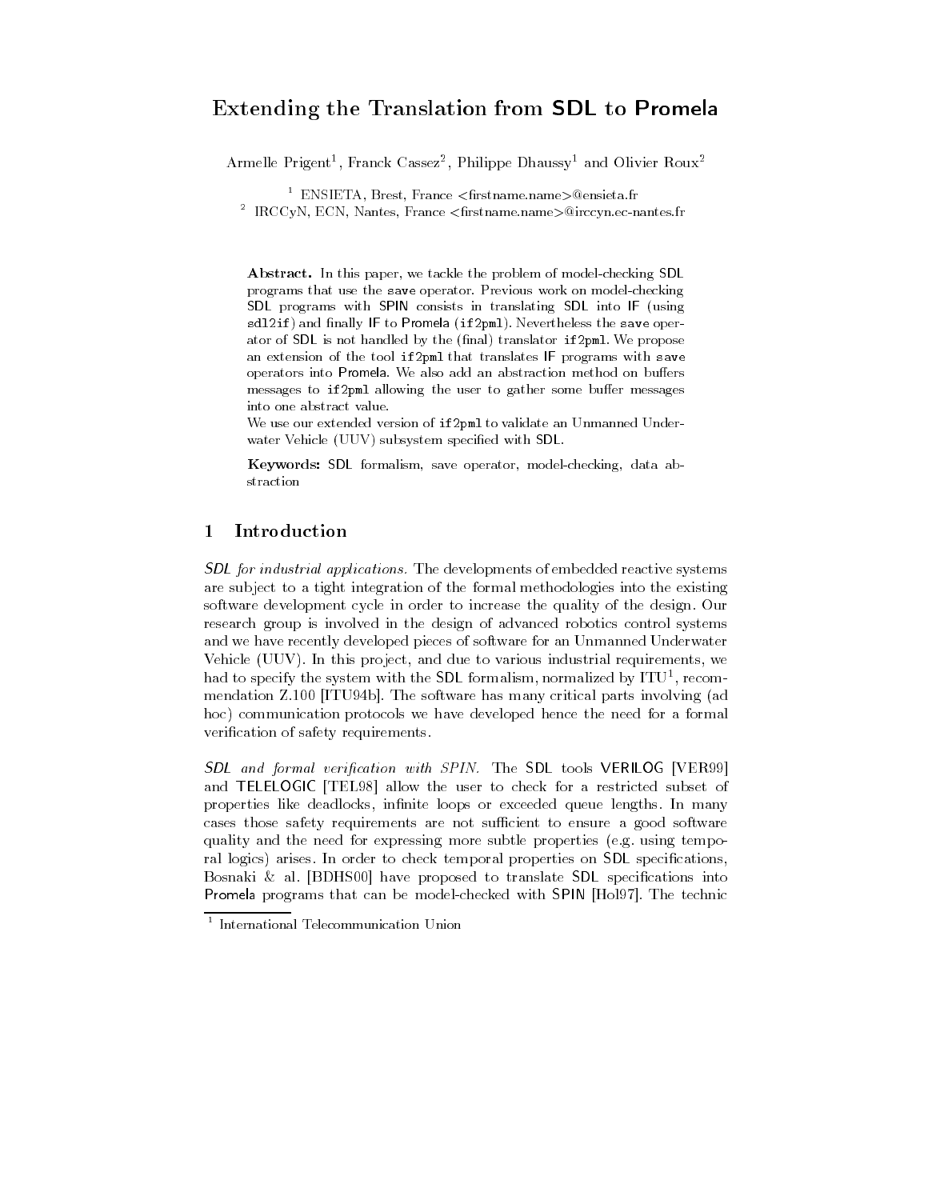# Extending the Translation from SDL to Promela

Armelle Prigent[1], Franck Cassez[2], Philippe Dhaussy[1] and Olivier Roux[2]

[1] ENSIETA, Brest, France <firstname.name>@ensieta.fr
[2] IRCCyN, ECN, Nantes, France <firstname.name>@irccyn.ec-nantes.fr

**Abstract.** In this paper, we tackle the problem of model-checking SDL programs that use the `save` operator. Previous work on model-checking SDL programs with SPIN consists in translating SDL into IF (using `sdl2if`) and finally IF to Promela (`if2pml`). Nevertheless the `save` operator of SDL is not handled by the (final) translator `if2pml`. We propose an extension of the tool `if2pml` that translates IF programs with `save` operators into Promela. We also add an abstraction method on buffers messages to `if2pml` allowing the user to gather some buffer messages into one abstract value.

We use our extended version of `if2pml` to validate an Unmanned Underwater Vehicle (UUV) subsystem specified with SDL.

**Keywords:** SDL formalism, save operator, model-checking, data abstraction

## 1 Introduction

*SDL for industrial applications.* The developments of embedded reactive systems are subject to a tight integration of the formal methodologies into the existing software development cycle in order to increase the quality of the design. Our research group is involved in the design of advanced robotics control systems and we have recently developed pieces of software for an Unmanned Underwater Vehicle (UUV). In this project, and due to various industrial requirements, we had to specify the system with the SDL formalism, normalized by ITU[1], recommendation Z.100 [ITU94b]. The software has many critical parts involving (ad hoc) communication protocols we have developed hence the need for a formal verification of safety requirements.

*SDL and formal verification with SPIN.* The SDL tools VERILOG [VER99] and TELELOGIC [TEL98] allow the user to check for a restricted subset of properties like deadlocks, infinite loops or exceeded queue lengths. In many cases those safety requirements are not sufficient to ensure a good software quality and the need for expressing more subtle properties (e.g. using temporal logics) arises. In order to check temporal properties on SDL specifications, Bosnaki & al. [BDHS00] have proposed to translate SDL specifications into Promela programs that can be model-checked with SPIN [Hol97]. The technic

[1] International Telecommunication Union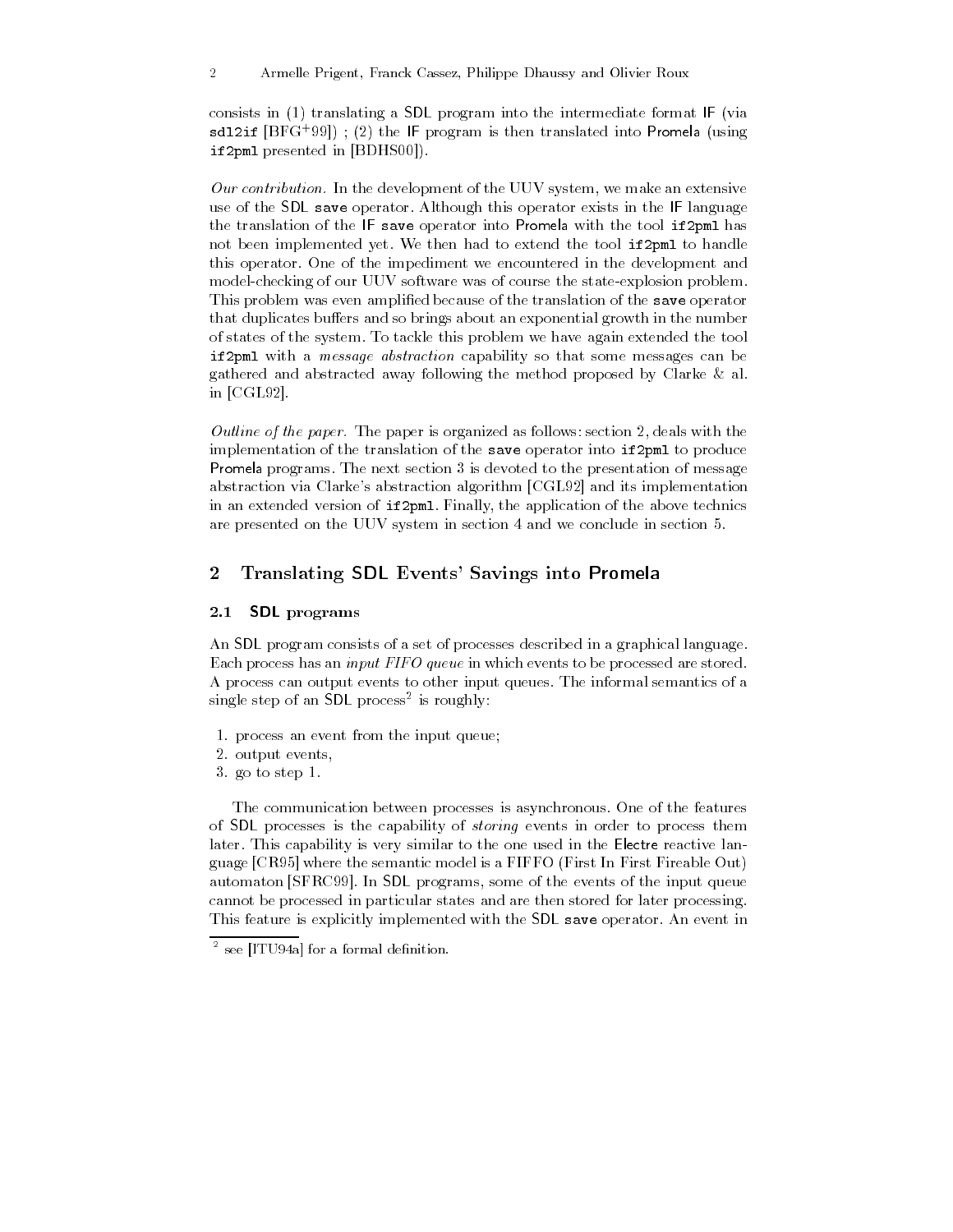consists in (1) translating a SDL program into the intermediate format IF (via `sdl2if` [BFG+99]) ; (2) the IF program is then translated into Promela (using `if2pml` presented in [BDHS00]).

*Our contribution.* In the development of the UUV system, we make an extensive use of the SDL `save` operator. Although this operator exists in the IF language the translation of the IF `save` operator into Promela with the tool `if2pml` has not been implemented yet. We then had to extend the tool `if2pml` to handle this operator. One of the impediment we encountered in the development and model-checking of our UUV software was of course the state-explosion problem. This problem was even amplified because of the translation of the `save` operator that duplicates buffers and so brings about an exponential growth in the number of states of the system. To tackle this problem we have again extended the tool `if2pml` with a *message abstraction* capability so that some messages can be gathered and abstracted away following the method proposed by Clarke & al. in [CGL92].

*Outline of the paper.* The paper is organized as follows: section 2, deals with the implementation of the translation of the `save` operator into `if2pml` to produce Promela programs. The next section 3 is devoted to the presentation of message abstraction via Clarke's abstraction algorithm [CGL92] and its implementation in an extended version of `if2pml`. Finally, the application of the above technics are presented on the UUV system in section 4 and we conclude in section 5.

## 2 Translating SDL Events' Savings into Promela

### 2.1 SDL programs

An SDL program consists of a set of processes described in a graphical language. Each process has an *input FIFO queue* in which events to be processed are stored. A process can output events to other input queues. The informal semantics of a single step of an SDL process[2] is roughly:

1. process an event from the input queue;
2. output events,
3. go to step 1.

The communication between processes is asynchronous. One of the features of SDL processes is the capability of *storing* events in order to process them later. This capability is very similar to the one used in the Electre reactive language [CR95] where the semantic model is a FIFFO (First In First Fireable Out) automaton [SFRC99]. In SDL programs, some of the events of the input queue cannot be processed in particular states and are then stored for later processing. This feature is explicitly implemented with the SDL `save` operator. An event in

[2] see [ITU94a] for a formal definition.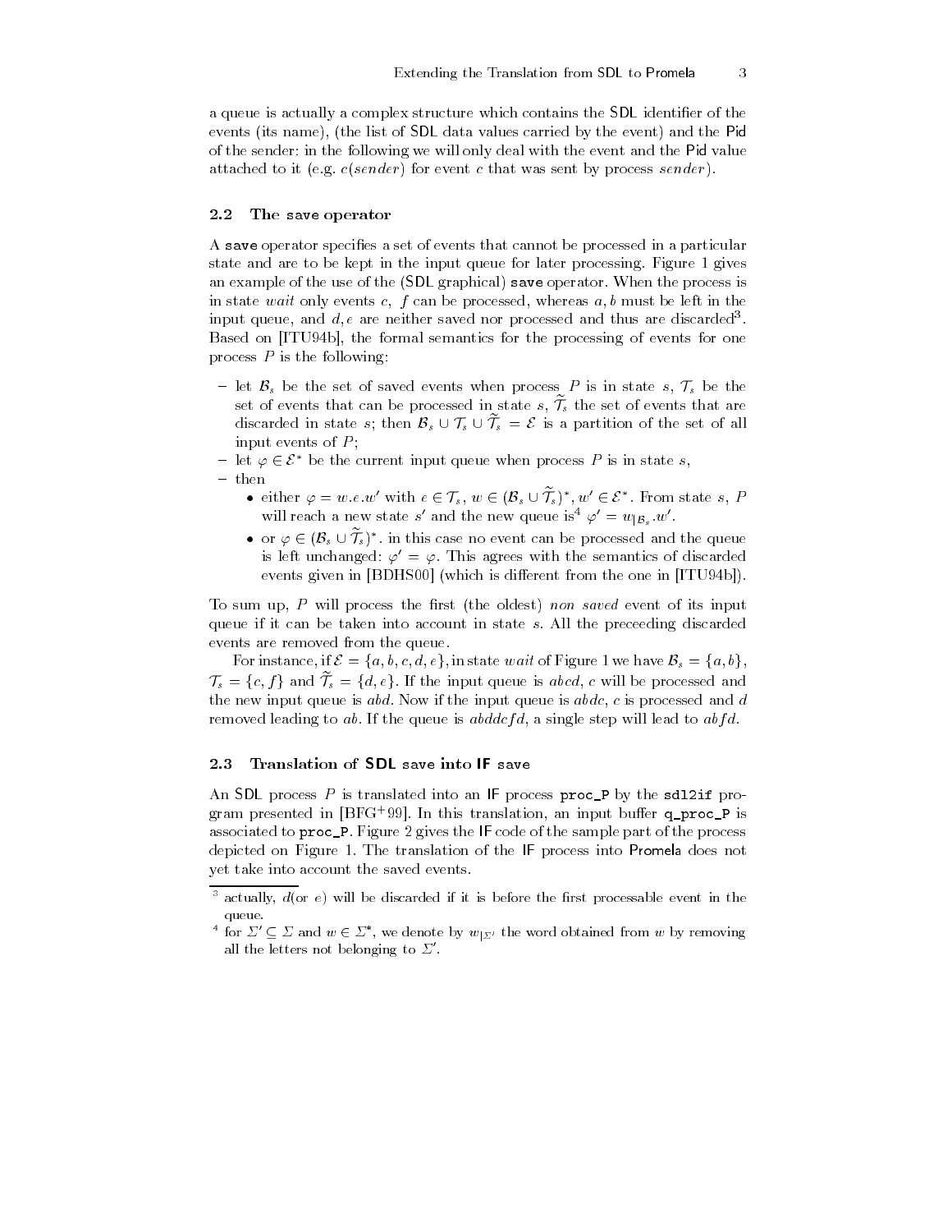a queue is actually a complex structure which contains the SDL identifier of the events (its name), (the list of SDL data values carried by the event) and the Pid of the sender: in the following we will only deal with the event and the Pid value attached to it (e.g. $c(sender)$ for event $c$ that was sent by process $sender$).

### 2.2 The save operator

A `save` operator specifies a set of events that cannot be processed in a particular state and are to be kept in the input queue for later processing. Figure 1 gives an example of the use of the (SDL graphical) `save` operator. When the process is in state *wait* only events $c$, $f$ can be processed, whereas $a, b$ must be left in the input queue, and $d, e$ are neither saved nor processed and thus are discarded[3]. Based on [ITU94b], the formal semantics for the processing of events for one process $P$ is the following:

- let $\mathcal{B}_s$ be the set of saved events when process $P$ is in state $s$, $\mathcal{T}_s$ be the set of events that can be processed in state $s$, $\widetilde{\mathcal{T}_s}$ the set of events that are discarded in state $s$; then $\mathcal{B}_s \cup \mathcal{T}_s \cup \widetilde{\mathcal{T}_s} = \mathcal{E}$ is a partition of the set of all input events of $P$;
- let $\varphi \in \mathcal{E}^*$ be the current input queue when process $P$ is in state $s$,
- then
  - either $\varphi = w.e.w'$ with $e \in \mathcal{T}_s$, $w \in (\mathcal{B}_s \cup \widetilde{\mathcal{T}_s})^*$, $w' \in \mathcal{E}^*$. From state $s$, $P$ will reach a new state $s'$ and the new queue is[4] $\varphi' = w_{|\mathcal{B}_s}.w'$.
  - or $\varphi \in (\mathcal{B}_s \cup \widetilde{\mathcal{T}_s})^*$. in this case no event can be processed and the queue is left unchanged: $\varphi' = \varphi$. This agrees with the semantics of discarded events given in [BDHS00] (which is different from the one in [ITU94b]).

To sum up, $P$ will process the first (the oldest) *non saved* event of its input queue if it can be taken into account in state $s$. All the preceeding discarded events are removed from the queue.

For instance, if $\mathcal{E} = \{a, b, c, d, e\}$, in state *wait* of Figure 1 we have $\mathcal{B}_s = \{a, b\}$, $\mathcal{T}_s = \{c, f\}$ and $\widetilde{\mathcal{T}_s} = \{d, e\}$. If the input queue is $abcd$, $c$ will be processed and the new input queue is $abd$. Now if the input queue is $abdc$, $c$ is processed and $d$ removed leading to $ab$. If the queue is $abddcfd$, a single step will lead to $abfd$.

### 2.3 Translation of SDL save into IF save

An SDL process $P$ is translated into an IF process `proc_P` by the `sdl2if` program presented in [BFG+99]. In this translation, an input buffer `q_proc_P` is associated to `proc_P`. Figure 2 gives the IF code of the sample part of the process depicted on Figure 1. The translation of the IF process into Promela does not yet take into account the saved events.

---

[3] actually, $d$(or $e$) will be discarded if it is before the first processable event in the queue.

[4] for $\Sigma' \subseteq \Sigma$ and $w \in \Sigma^*$, we denote by $w_{|\Sigma'}$ the word obtained from $w$ by removing all the letters not belonging to $\Sigma'$.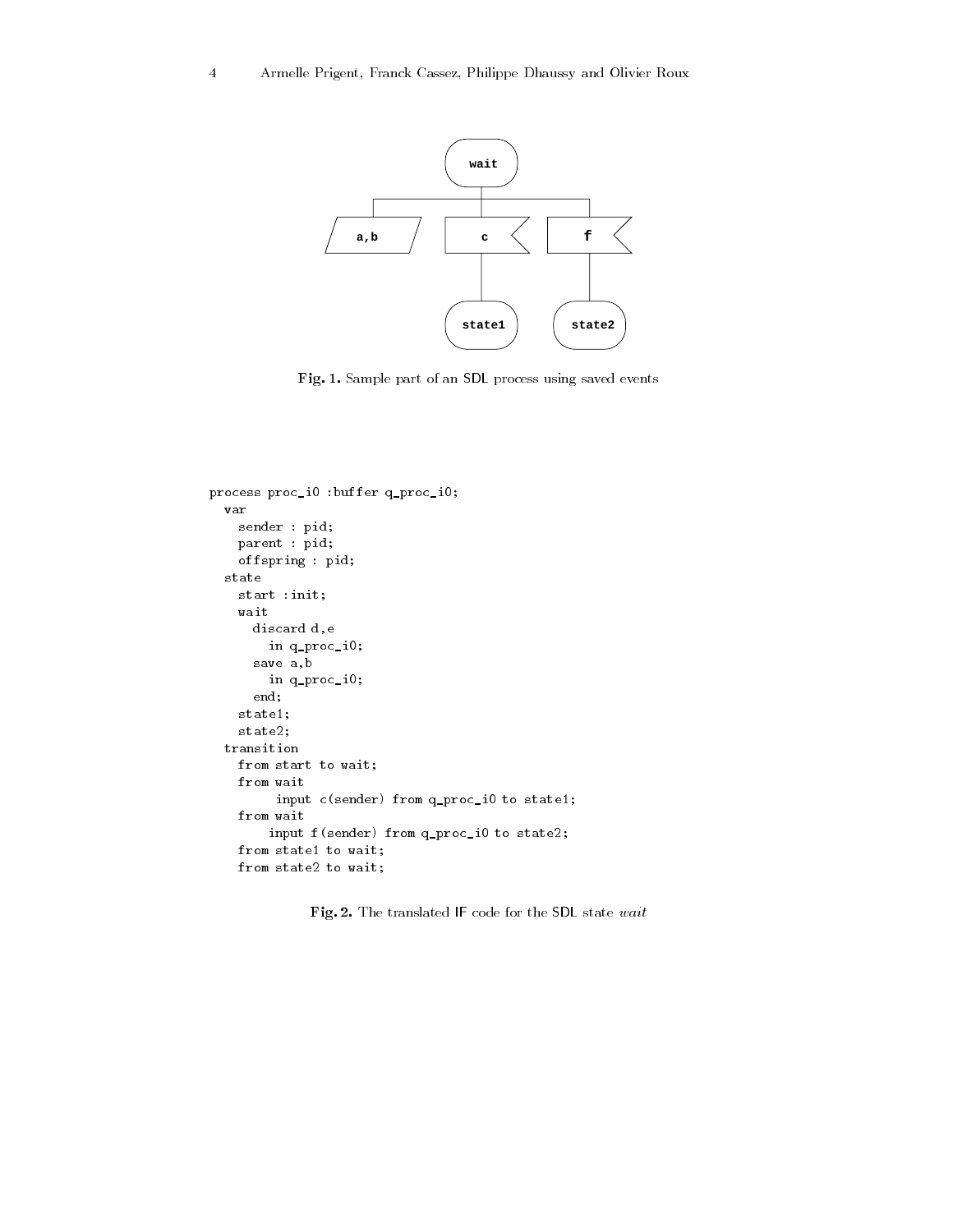Fig. 1. Sample part of an SDL process using saved events

```
process proc_i0 :buffer q_proc_i0;
  var
    sender : pid;
    parent : pid;
    offspring : pid;
  state
    start :init;
    wait
      discard d,e
        in q_proc_i0;
      save a,b
        in q_proc_i0;
      end;
    state1;
    state2;
  transition
    from start to wait;
    from wait
         input c(sender) from q_proc_i0 to state1;
    from wait
        input f(sender) from q_proc_i0 to state2;
    from state1 to wait;
    from state2 to wait;
```

Fig. 2. The translated IF code for the SDL state *wait*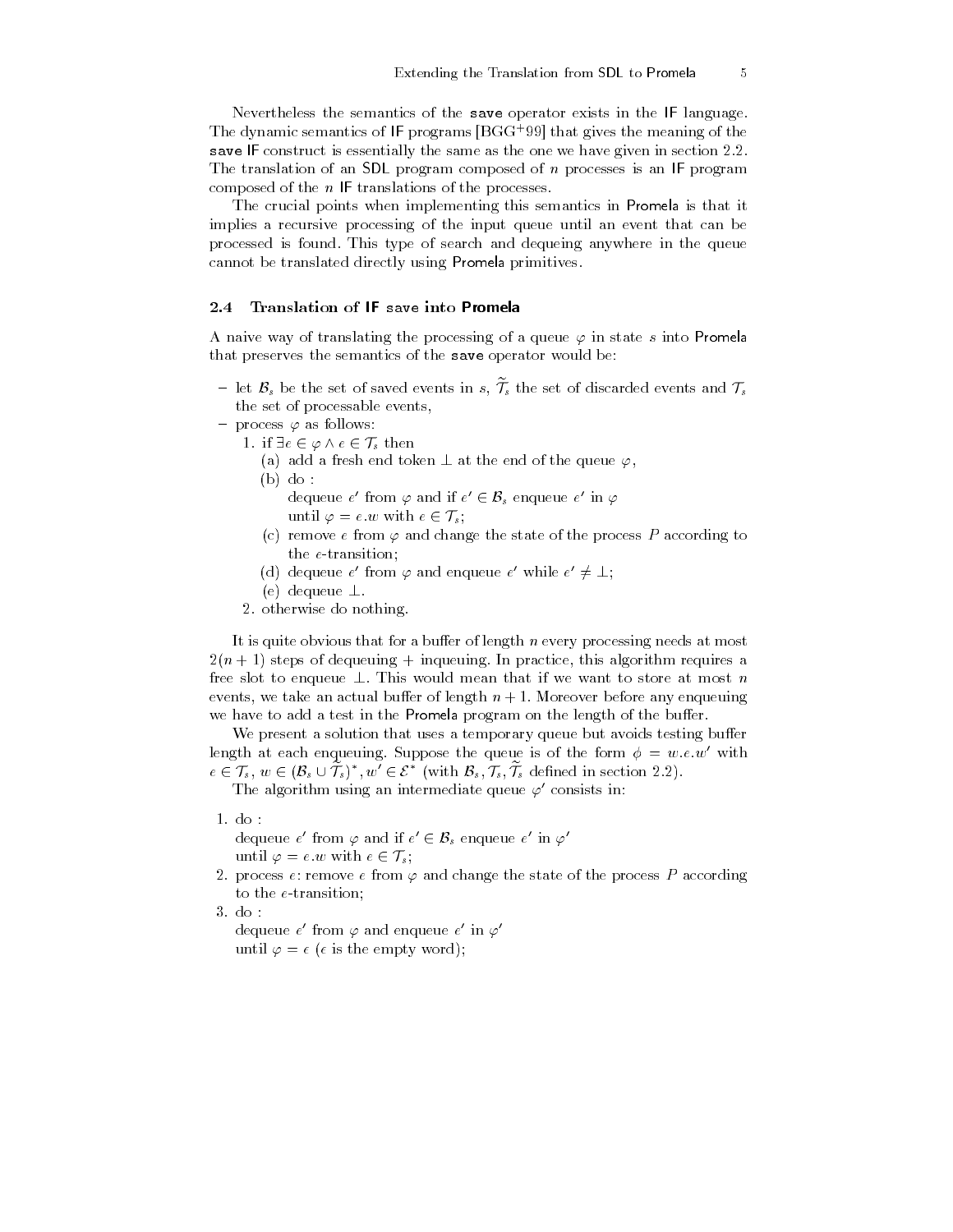Nevertheless the semantics of the `save` operator exists in the IF language. The dynamic semantics of IF programs [BGG+99] that gives the meaning of the `save` IF construct is essentially the same as the one we have given in section 2.2. The translation of an SDL program composed of $n$ processes is an IF program composed of the $n$ IF translations of the processes.

The crucial points when implementing this semantics in Promela is that it implies a recursive processing of the input queue until an event that can be processed is found. This type of search and dequeing anywhere in the queue cannot be translated directly using Promela primitives.

### 2.4 Translation of IF `save` into Promela

A naive way of translating the processing of a queue $\varphi$ in state $s$ into Promela that preserves the semantics of the `save` operator would be:

- let $\mathcal{B}_s$ be the set of saved events in $s$, $\widetilde{\mathcal{T}}_s$ the set of discarded events and $\mathcal{T}_s$ the set of processable events,
- process $\varphi$ as follows:
  1. if $\exists e \in \varphi \wedge e \in \mathcal{T}_s$ then
     (a) add a fresh end token $\perp$ at the end of the queue $\varphi$,
     (b) do :
     dequeue $e'$ from $\varphi$ and if $e' \in \mathcal{B}_s$ enqueue $e'$ in $\varphi$
     until $\varphi = e.w$ with $e \in \mathcal{T}_s$;
     (c) remove $e$ from $\varphi$ and change the state of the process $P$ according to the $e$-transition;
     (d) dequeue $e'$ from $\varphi$ and enqueue $e'$ while $e' \neq \perp$;
     (e) dequeue $\perp$.
  2. otherwise do nothing.

It is quite obvious that for a buffer of length $n$ every processing needs at most $2(n+1)$ steps of dequeuing + inqueuing. In practice, this algorithm requires a free slot to enqueue $\perp$. This would mean that if we want to store at most $n$ events, we take an actual buffer of length $n+1$. Moreover before any enqueuing we have to add a test in the Promela program on the length of the buffer.

We present a solution that uses a temporary queue but avoids testing buffer length at each enqueuing. Suppose the queue is of the form $\phi = w.e.w'$ with $e \in \mathcal{T}_s$, $w \in (\mathcal{B}_s \cup \widetilde{\mathcal{T}}_s)^*, w' \in \mathcal{E}^*$ (with $\mathcal{B}_s, \mathcal{T}_s, \widetilde{\mathcal{T}}_s$ defined in section 2.2).

The algorithm using an intermediate queue $\varphi'$ consists in:

1. do :
   dequeue $e'$ from $\varphi$ and if $e' \in \mathcal{B}_s$ enqueue $e'$ in $\varphi'$
   until $\varphi = e.w$ with $e \in \mathcal{T}_s$;
2. process $e$: remove $e$ from $\varphi$ and change the state of the process $P$ according to the $e$-transition;
3. do :
   dequeue $e'$ from $\varphi$ and enqueue $e'$ in $\varphi'$
   until $\varphi = \epsilon$ ($\epsilon$ is the empty word);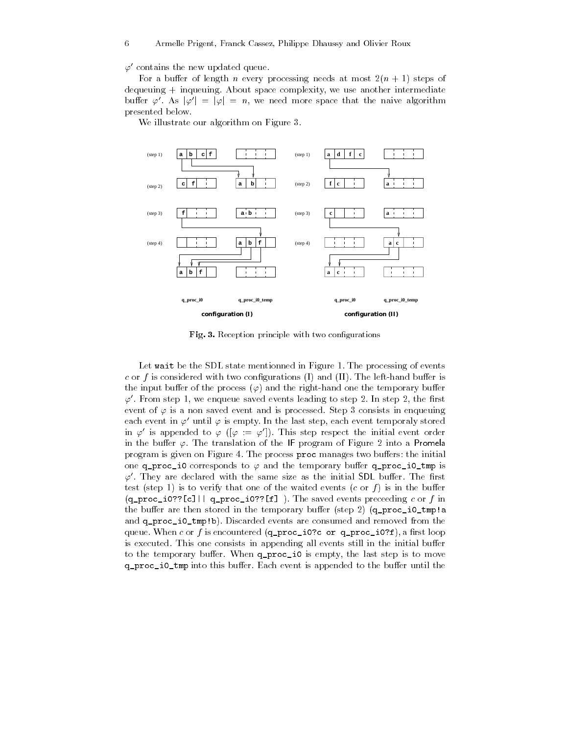$\varphi'$ contains the new updated queue.

For a buffer of length $n$ every processing needs at most $2(n+1)$ steps of dequeuing + inqueuing. About space complexity, we use another intermediate buffer $\varphi'$. As $|\varphi'| = |\varphi| = n$, we need more space that the naive algorithm presented below.

We illustrate our algorithm on Figure 3.

**Fig. 3.** Reception principle with two configurations

Let `wait` be the SDL state mentionned in Figure 1. The processing of events $c$ or $f$ is considered with two configurations (I) and (II). The left-hand buffer is the input buffer of the process ($\varphi$) and the right-hand one the temporary buffer $\varphi'$. From step 1, we enqueue saved events leading to step 2. In step 2, the first event of $\varphi$ is a non saved event and is processed. Step 3 consists in enqueuing each event in $\varphi'$ until $\varphi$ is empty. In the last step, each event temporaly stored in $\varphi'$ is appended to $\varphi$ ($[\varphi := \varphi']$). This step respect the initial event order in the buffer $\varphi$. The translation of the IF program of Figure 2 into a Promela program is given on Figure 4. The process `proc` manages two buffers: the initial one `q_proc_i0` corresponds to $\varphi$ and the temporary buffer `q_proc_i0_tmp` is $\varphi'$. They are declared with the same size as the initial SDL buffer. The first test (step 1) is to verify that one of the waited events ($c$ or $f$) is in the buffer (`q_proc_i0??[c]|| q_proc_i0??[f]` ). The saved events preceeding $c$ or $f$ in the buffer are then stored in the temporary buffer (step 2) (`q_proc_i0_tmp!a` and `q_proc_i0_tmp!b`). Discarded events are consumed and removed from the queue. When $c$ or $f$ is encountered (`q_proc_i0?c or q_proc_i0?f`), a first loop is executed. This one consists in appending all events still in the initial buffer to the temporary buffer. When `q_proc_i0` is empty, the last step is to move `q_proc_i0_tmp` into this buffer. Each event is appended to the buffer until the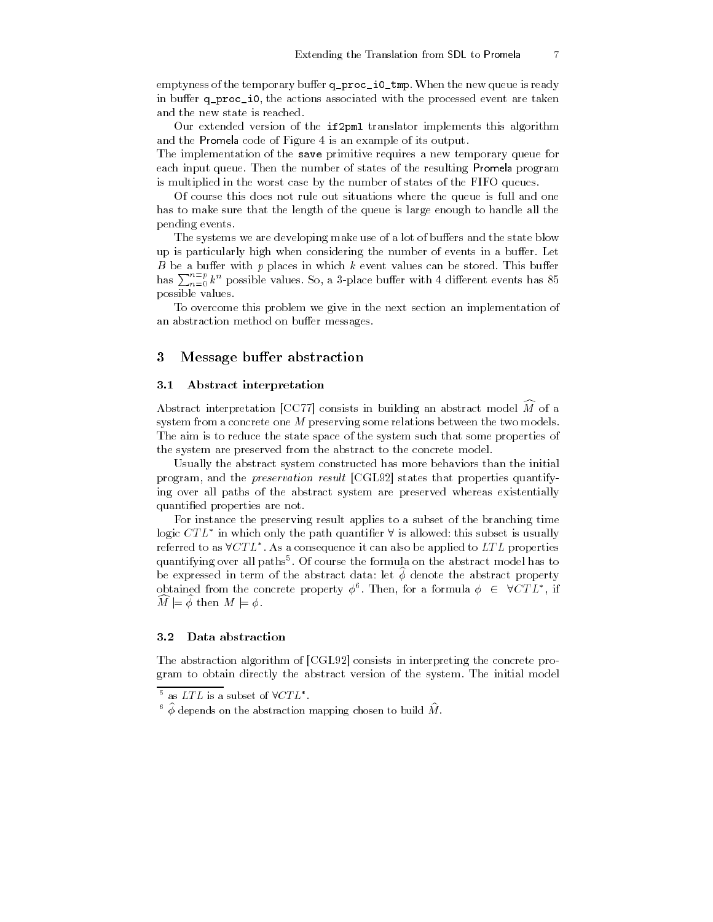emptyness of the temporary buffer `q_proc_i0_tmp`. When the new queue is ready in buffer `q_proc_i0`, the actions associated with the processed event are taken and the new state is reached.

Our extended version of the `if2pml` translator implements this algorithm and the Promela code of Figure 4 is an example of its output.
The implementation of the `save` primitive requires a new temporary queue for each input queue. Then the number of states of the resulting Promela program is multiplied in the worst case by the number of states of the FIFO queues.

Of course this does not rule out situations where the queue is full and one has to make sure that the length of the queue is large enough to handle all the pending events.

The systems we are developing make use of a lot of buffers and the state blow up is particularly high when considering the number of events in a buffer. Let $B$ be a buffer with $p$ places in which $k$ event values can be stored. This buffer has $\sum_{n=0}^{n=p} k^n$ possible values. So, a 3-place buffer with 4 different events has 85 possible values.

To overcome this problem we give in the next section an implementation of an abstraction method on buffer messages.

## 3 Message buffer abstraction

### 3.1 Abstract interpretation

Abstract interpretation [CC77] consists in building an abstract model $\widehat{M}$ of a system from a concrete one $M$ preserving some relations between the two models. The aim is to reduce the state space of the system such that some properties of the system are preserved from the abstract to the concrete model.

Usually the abstract system constructed has more behaviors than the initial program, and the *preservation result* [CGL92] states that properties quantifying over all paths of the abstract system are preserved whereas existentially quantified properties are not.

For instance the preserving result applies to a subset of the branching time logic $CTL^*$ in which only the path quantifier $\forall$ is allowed: this subset is usually referred to as $\forall CTL^*$. As a consequence it can also be applied to $LTL$ properties quantifying over all paths[5]. Of course the formula on the abstract model has to be expressed in term of the abstract data: let $\widehat{\phi}$ denote the abstract property obtained from the concrete property $\phi$[6]. Then, for a formula $\phi \in \forall CTL^*$, if $\widehat{M} \models \widehat{\phi}$ then $M \models \phi$.

### 3.2 Data abstraction

The abstraction algorithm of [CGL92] consists in interpreting the concrete program to obtain directly the abstract version of the system. The initial model

[5] as $LTL$ is a subset of $\forall CTL^*$.

[6] $\widehat{\phi}$ depends on the abstraction mapping chosen to build $\widehat{M}$.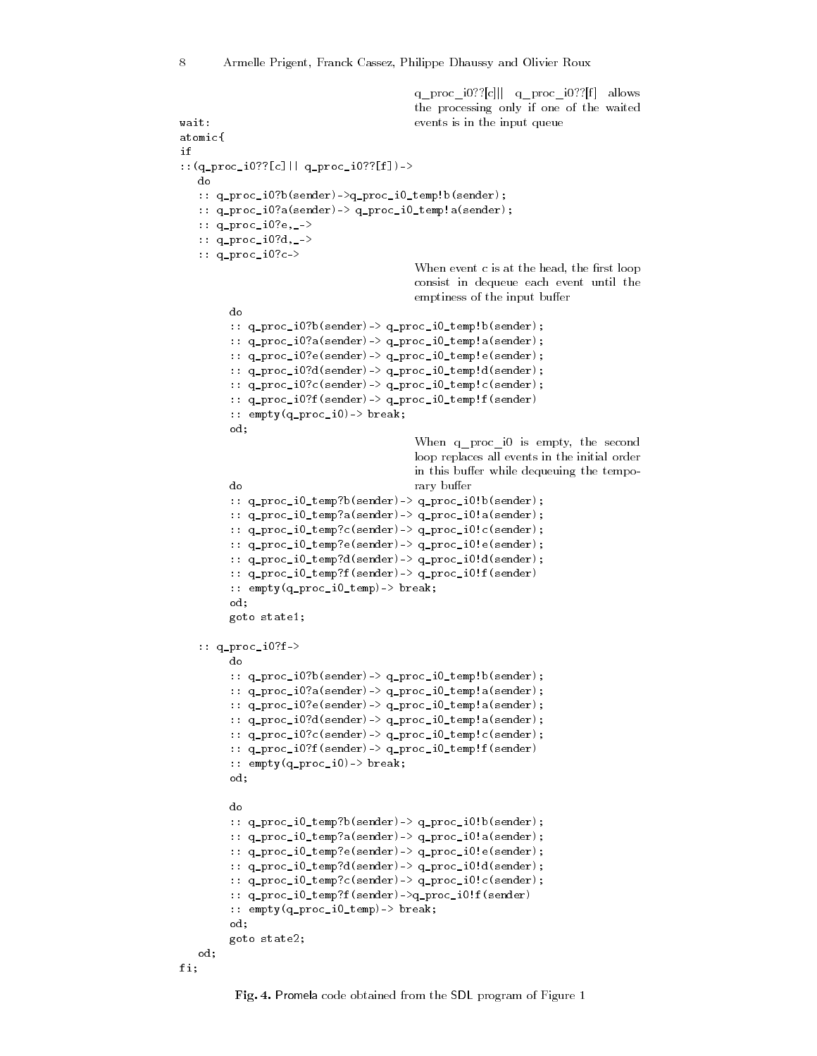q_proc_i0??[c]|| q_proc_i0??[f] allows the processing only if one of the waited events is in the input queue

```
wait:
atomic{
if
::(q_proc_i0??[c]|| q_proc_i0??[f])->
   do
   :: q_proc_i0?b(sender)->q_proc_i0_temp!b(sender);
   :: q_proc_i0?a(sender)-> q_proc_i0_temp!a(sender);
   :: q_proc_i0?e,_->
   :: q_proc_i0?d,_->
   :: q_proc_i0?c->
```

When event c is at the head, the first loop consist in dequeue each event until the emptiness of the input buffer

```
        do
        :: q_proc_i0?b(sender)-> q_proc_i0_temp!b(sender);
        :: q_proc_i0?a(sender)-> q_proc_i0_temp!a(sender);
        :: q_proc_i0?e(sender)-> q_proc_i0_temp!e(sender);
        :: q_proc_i0?d(sender)-> q_proc_i0_temp!d(sender);
        :: q_proc_i0?c(sender)-> q_proc_i0_temp!c(sender);
        :: q_proc_i0?f(sender)-> q_proc_i0_temp!f(sender)
        :: empty(q_proc_i0)-> break;
        od;
```

When q_proc_i0 is empty, the second loop replaces all events in the initial order in this buffer while dequeuing the temporary buffer

```
        do
        :: q_proc_i0_temp?b(sender)-> q_proc_i0!b(sender);
        :: q_proc_i0_temp?a(sender)-> q_proc_i0!a(sender);
        :: q_proc_i0_temp?c(sender)-> q_proc_i0!c(sender);
        :: q_proc_i0_temp?e(sender)-> q_proc_i0!e(sender);
        :: q_proc_i0_temp?d(sender)-> q_proc_i0!d(sender);
        :: q_proc_i0_temp?f(sender)-> q_proc_i0!f(sender)
        :: empty(q_proc_i0_temp)-> break;
        od;
        goto state1;

   :: q_proc_i0?f->
        do
        :: q_proc_i0?b(sender)-> q_proc_i0_temp!b(sender);
        :: q_proc_i0?a(sender)-> q_proc_i0_temp!a(sender);
        :: q_proc_i0?e(sender)-> q_proc_i0_temp!a(sender);
        :: q_proc_i0?d(sender)-> q_proc_i0_temp!a(sender);
        :: q_proc_i0?c(sender)-> q_proc_i0_temp!c(sender);
        :: q_proc_i0?f(sender)-> q_proc_i0_temp!f(sender)
        :: empty(q_proc_i0)-> break;
        od;

        do
        :: q_proc_i0_temp?b(sender)-> q_proc_i0!b(sender);
        :: q_proc_i0_temp?a(sender)-> q_proc_i0!a(sender);
        :: q_proc_i0_temp?e(sender)-> q_proc_i0!e(sender);
        :: q_proc_i0_temp?d(sender)-> q_proc_i0!d(sender);
        :: q_proc_i0_temp?c(sender)-> q_proc_i0!c(sender);
        :: q_proc_i0_temp?f(sender)->q_proc_i0!f(sender)
        :: empty(q_proc_i0_temp)-> break;
        od;
        goto state2;
   od;
fi;
```

**Fig. 4.** Promela code obtained from the SDL program of Figure 1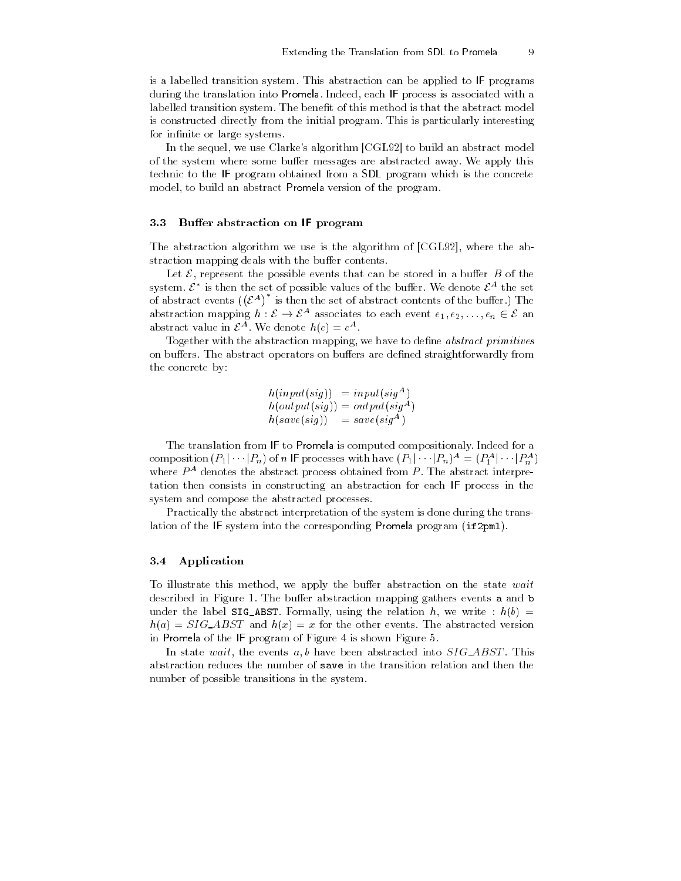is a labelled transition system. This abstraction can be applied to IF programs during the translation into Promela. Indeed, each IF process is associated with a labelled transition system. The benefit of this method is that the abstract model is constructed directly from the initial program. This is particularly interesting for infinite or large systems.

In the sequel, we use Clarke's algorithm [CGL92] to build an abstract model of the system where some buffer messages are abstracted away. We apply this technic to the IF program obtained from a SDL program which is the concrete model, to build an abstract Promela version of the program.

### 3.3 Buffer abstraction on IF program

The abstraction algorithm we use is the algorithm of [CGL92], where the abstraction mapping deals with the buffer contents.

Let $\mathcal{E}$, represent the possible events that can be stored in a buffer $B$ of the system. $\mathcal{E}^*$ is then the set of possible values of the buffer. We denote $\mathcal{E}^A$ the set of abstract events ($\left(\mathcal{E}^A\right)^*$ is then the set of abstract contents of the buffer.) The abstraction mapping $h : \mathcal{E} \rightarrow \mathcal{E}^A$ associates to each event $e_1, e_2, \ldots, e_n \in \mathcal{E}$ an abstract value in $\mathcal{E}^A$. We denote $h(e) = e^A$.

Together with the abstraction mapping, we have to define *abstract primitives* on buffers. The abstract operators on buffers are defined straightforwardly from the concrete by:

$$
\begin{aligned}
h(input(sig)) &= input(sig^A) \\
h(output(sig)) &= output(sig^A) \\
h(save(sig)) &= save(sig^A)
\end{aligned}
$$

The translation from IF to Promela is computed compositionaly. Indeed for a composition $(P_1|\cdots|P_n)$ of $n$ IF processes with have $(P_1|\cdots|P_n)^A = (P_1^A|\cdots|P_n^A)$ where $P^A$ denotes the abstract process obtained from $P$. The abstract interpretation then consists in constructing an abstraction for each IF process in the system and compose the abstracted processes.

Practically the abstract interpretation of the system is done during the translation of the IF system into the corresponding Promela program (`if2pml`).

### 3.4 Application

To illustrate this method, we apply the buffer abstraction on the state *wait* described in Figure 1. The buffer abstraction mapping gathers events `a` and `b` under the label `SIG_ABST`. Formally, using the relation $h$, we write : $h(b) = h(a) = SIG\_ABST$ and $h(x) = x$ for the other events. The abstracted version in Promela of the IF program of Figure 4 is shown Figure 5.

In state *wait*, the events $a, b$ have been abstracted into $SIG\_ABST$. This abstraction reduces the number of `save` in the transition relation and then the number of possible transitions in the system.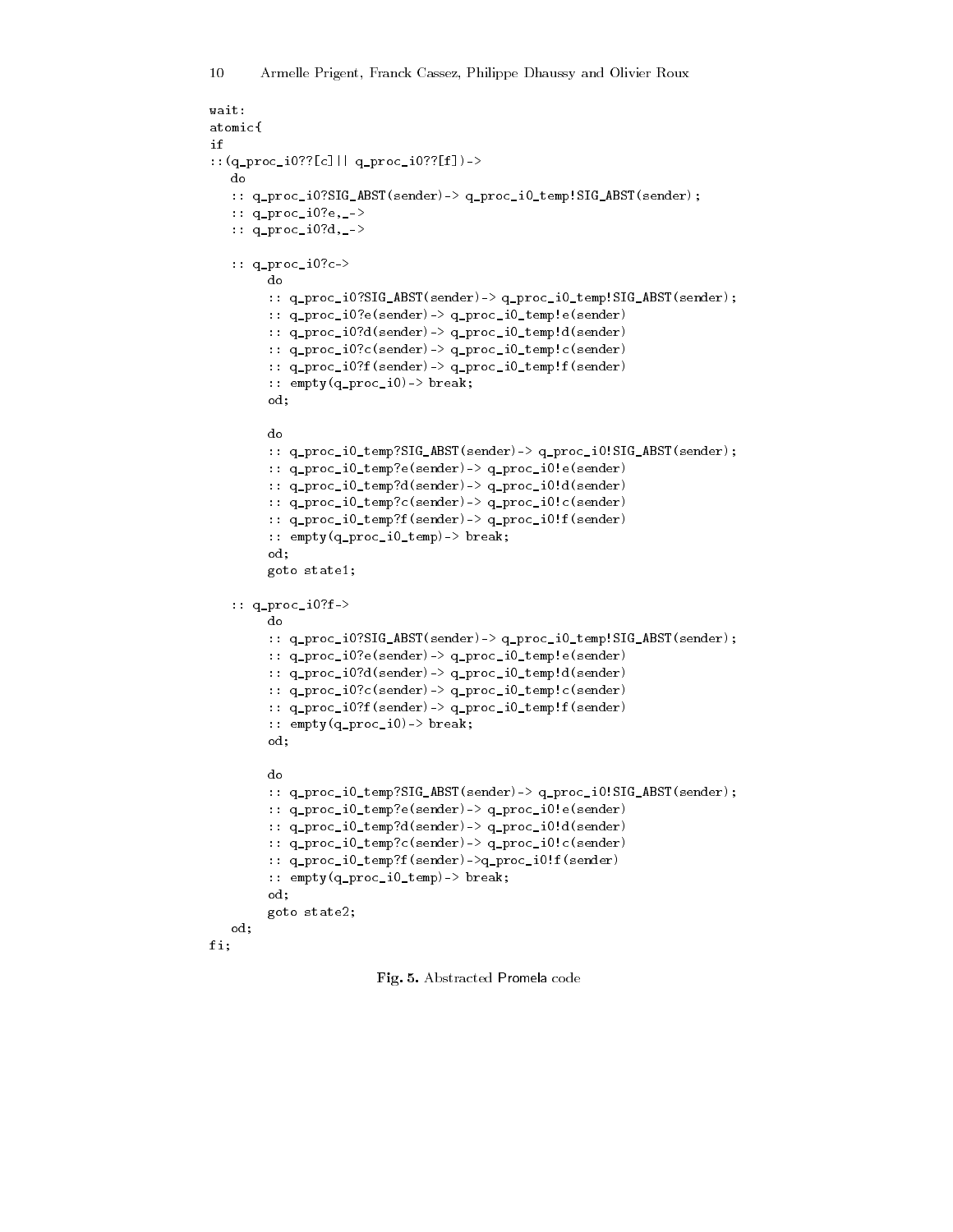```
wait:
atomic{
if
::(q_proc_i0??[c]|| q_proc_i0??[f])->
   do
   :: q_proc_i0?SIG_ABST(sender)-> q_proc_i0_temp!SIG_ABST(sender);
   :: q_proc_i0?e,_->
   :: q_proc_i0?d,_->

   :: q_proc_i0?c->
        do
        :: q_proc_i0?SIG_ABST(sender)-> q_proc_i0_temp!SIG_ABST(sender);
        :: q_proc_i0?e(sender)-> q_proc_i0_temp!e(sender)
        :: q_proc_i0?d(sender)-> q_proc_i0_temp!d(sender)
        :: q_proc_i0?c(sender)-> q_proc_i0_temp!c(sender)
        :: q_proc_i0?f(sender)-> q_proc_i0_temp!f(sender)
        :: empty(q_proc_i0)-> break;
        od;

        do
        :: q_proc_i0_temp?SIG_ABST(sender)-> q_proc_i0!SIG_ABST(sender);
        :: q_proc_i0_temp?e(sender)-> q_proc_i0!e(sender)
        :: q_proc_i0_temp?d(sender)-> q_proc_i0!d(sender)
        :: q_proc_i0_temp?c(sender)-> q_proc_i0!c(sender)
        :: q_proc_i0_temp?f(sender)-> q_proc_i0!f(sender)
        :: empty(q_proc_i0_temp)-> break;
        od;
        goto state1;

   :: q_proc_i0?f->
        do
        :: q_proc_i0?SIG_ABST(sender)-> q_proc_i0_temp!SIG_ABST(sender);
        :: q_proc_i0?e(sender)-> q_proc_i0_temp!e(sender)
        :: q_proc_i0?d(sender)-> q_proc_i0_temp!d(sender)
        :: q_proc_i0?c(sender)-> q_proc_i0_temp!c(sender)
        :: q_proc_i0?f(sender)-> q_proc_i0_temp!f(sender)
        :: empty(q_proc_i0)-> break;
        od;

        do
        :: q_proc_i0_temp?SIG_ABST(sender)-> q_proc_i0!SIG_ABST(sender);
        :: q_proc_i0_temp?e(sender)-> q_proc_i0!e(sender)
        :: q_proc_i0_temp?d(sender)-> q_proc_i0!d(sender)
        :: q_proc_i0_temp?c(sender)-> q_proc_i0!c(sender)
        :: q_proc_i0_temp?f(sender)->q_proc_i0!f(sender)
        :: empty(q_proc_i0_temp)-> break;
        od;
        goto state2;
   od;
fi;
```

**Fig. 5.** Abstracted Promela code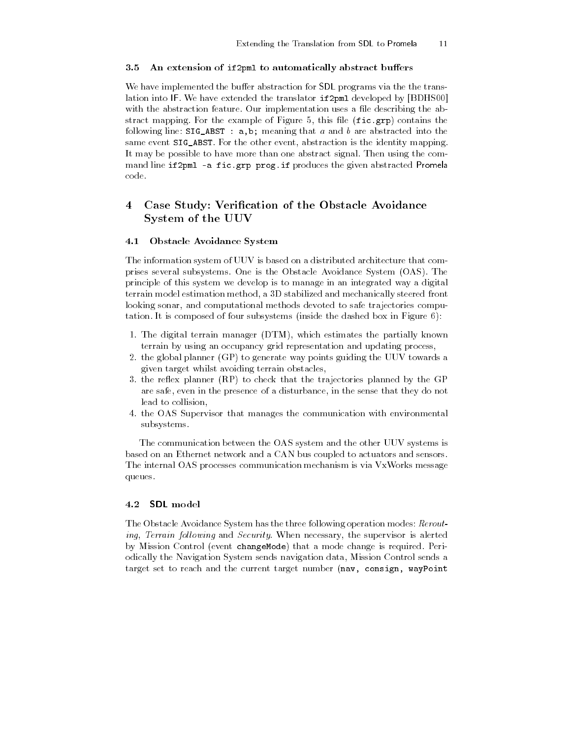### 3.5 An extension of `if2pml` to automatically abstract buffers

We have implemented the buffer abstraction for SDL programs via the the translation into IF. We have extended the translator `if2pml` developed by [BDHS00] with the abstraction feature. Our implementation uses a file describing the abstract mapping. For the example of Figure 5, this file (`fic.grp`) contains the following line: `SIG_ABST : a,b;` meaning that $a$ and $b$ are abstracted into the same event `SIG_ABST`. For the other event, abstraction is the identity mapping. It may be possible to have more than one abstract signal. Then using the command line `if2pml -a fic.grp prog.if` produces the given abstracted Promela code.

## 4 Case Study: Verification of the Obstacle Avoidance System of the UUV

### 4.1 Obstacle Avoidance System

The information system of UUV is based on a distributed architecture that comprises several subsystems. One is the Obstacle Avoidance System (OAS). The principle of this system we develop is to manage in an integrated way a digital terrain model estimation method, a 3D stabilized and mechanically steered front looking sonar, and computational methods devoted to safe trajectories computation. It is composed of four subsystems (inside the dashed box in Figure 6):

1. The digital terrain manager (DTM), which estimates the partially known terrain by using an occupancy grid representation and updating process,
2. the global planner (GP) to generate way points guiding the UUV towards a given target whilst avoiding terrain obstacles,
3. the reflex planner (RP) to check that the trajectories planned by the GP are safe, even in the presence of a disturbance, in the sense that they do not lead to collision,
4. the OAS Supervisor that manages the communication with environmental subsystems.

The communication between the OAS system and the other UUV systems is based on an Ethernet network and a CAN bus coupled to actuators and sensors. The internal OAS processes communication mechanism is via VxWorks message queues.

### 4.2 SDL model

The Obstacle Avoidance System has the three following operation modes: *Rerouting*, *Terrain following* and *Security*. When necessary, the supervisor is alerted by Mission Control (event `changeMode`) that a mode change is required. Periodically the Navigation System sends navigation data, Mission Control sends a target set to reach and the current target number (`nav, consign, wayPoint`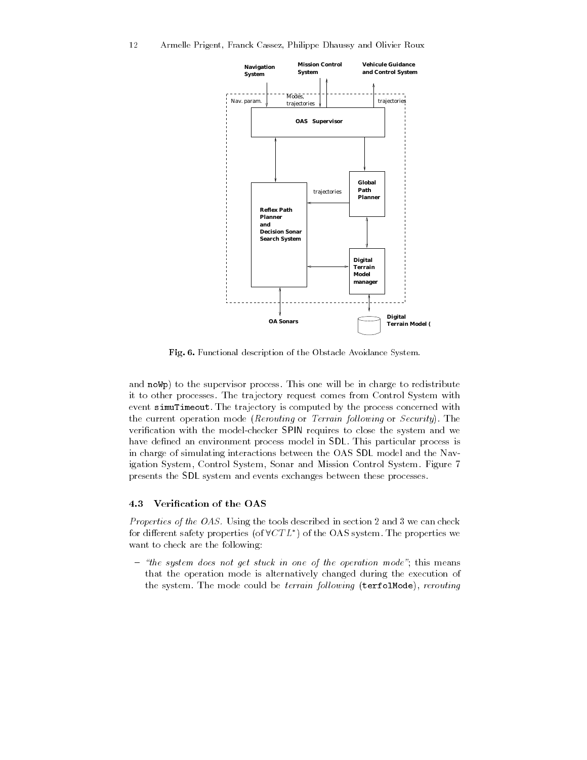Fig. 6. Functional description of the Obstacle Avoidance System.

and noWp) to the supervisor process. This one will be in charge to redistribute it to other processes. The trajectory request comes from Control System with event simuTimeout. The trajectory is computed by the process concerned with the current operation mode (*Rerouting* or *Terrain following* or *Security*). The verification with the model-checker SPIN requires to close the system and we have defined an environment process model in SDL. This particular process is in charge of simulating interactions between the OAS SDL model and the Navigation System, Control System, Sonar and Mission Control System. Figure 7 presents the SDL system and events exchanges between these processes.

### 4.3 Verification of the OAS

*Properties of the OAS.* Using the tools described in section 2 and 3 we can check for different safety properties (of $\forall CTL^*$) of the OAS system. The properties we want to check are the following:

- *"the system does not get stuck in one of the operation mode"*; this means that the operation mode is alternatively changed during the execution of the system. The mode could be *terrain following* (terfolMode), *rerouting*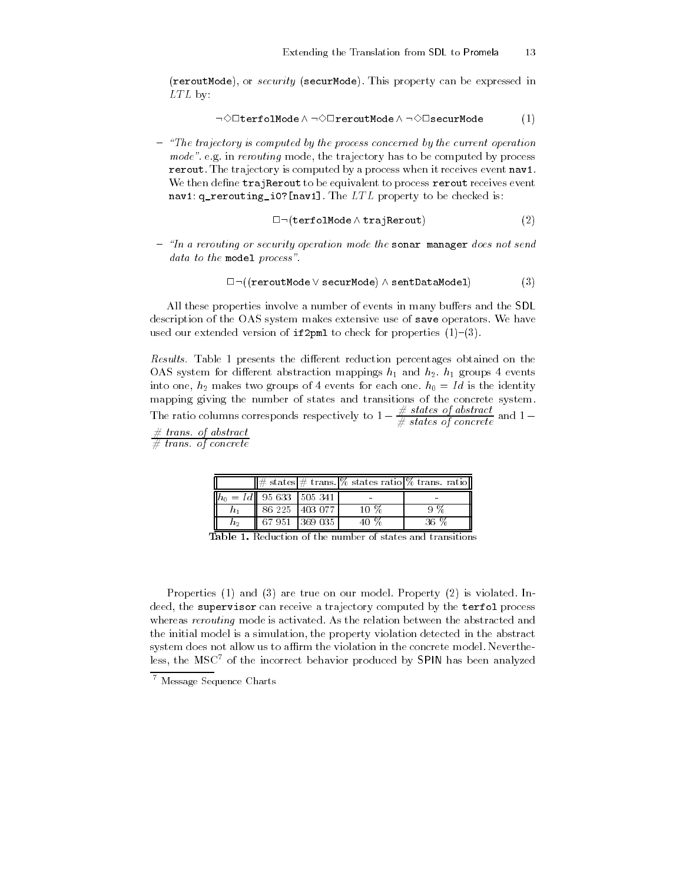(reroutMode), or *security* (securMode). This property can be expressed in *LTL* by:

$$\neg\Diamond\Box\texttt{terfolMode} \wedge \neg\Diamond\Box\texttt{reroutMode} \wedge \neg\Diamond\Box\texttt{securMode} \tag{1}$$

– *"The trajectory is computed by the process concerned by the current operation mode"*. e.g. in *rerouting* mode, the trajectory has to be computed by process rerout. The trajectory is computed by a process when it receives event nav1. We then define trajReroute to be equivalent to process reroute receives event nav1: q_rerouting_i0?[nav1]. The *LTL* property to be checked is:

$$\Box\neg(\texttt{terfolMode} \wedge \texttt{trajReroute}) \tag{2}$$

– *"In a rerouting or security operation mode the* sonar manager *does not send data to the* model *process"*.

$$\Box\neg((\texttt{reroutMode} \vee \texttt{securMode}) \wedge \texttt{sentDataModel}) \tag{3}$$

All these properties involve a number of events in many buffers and the SDL description of the OAS system makes extensive use of save operators. We have used our extended version of if2pml to check for properties (1)–(3).

*Results.* Table 1 presents the different reduction percentages obtained on the OAS system for different abstraction mappings $h_1$ and $h_2$. $h_1$ groups 4 events into one, $h_2$ makes two groups of 4 events for each one. $h_0 = Id$ is the identity mapping giving the number of states and transitions of the concrete system. The ratio columns corresponds respectively to $1 - \frac{\#\ \textit{states of abstract}}{\#\ \textit{states of concrete}}$ and $1 - \frac{\#\ \textit{trans. of abstract}}{\#\ \textit{trans. of concrete}}$

| | # states | # trans. | % states ratio | % trans. ratio |
|---|---|---|---|---|
| $h_0 = Id$ | 95 633 | 505 341 | - | - |
| $h_1$ | 86 225 | 403 077 | 10 % | 9 % |
| $h_2$ | 67 951 | 369 035 | 40 % | 36 % |

**Table 1.** Reduction of the number of states and transitions

Properties (1) and (3) are true on our model. Property (2) is violated. Indeed, the supervisor can receive a trajectory computed by the terfol process whereas *rerouting* mode is activated. As the relation between the abstracted and the initial model is a simulation, the property violation detected in the abstract system does not allow us to affirm the violation in the concrete model. Nevertheless, the MSC[7] of the incorrect behavior produced by SPIN has been analyzed

[7] Message Sequence Charts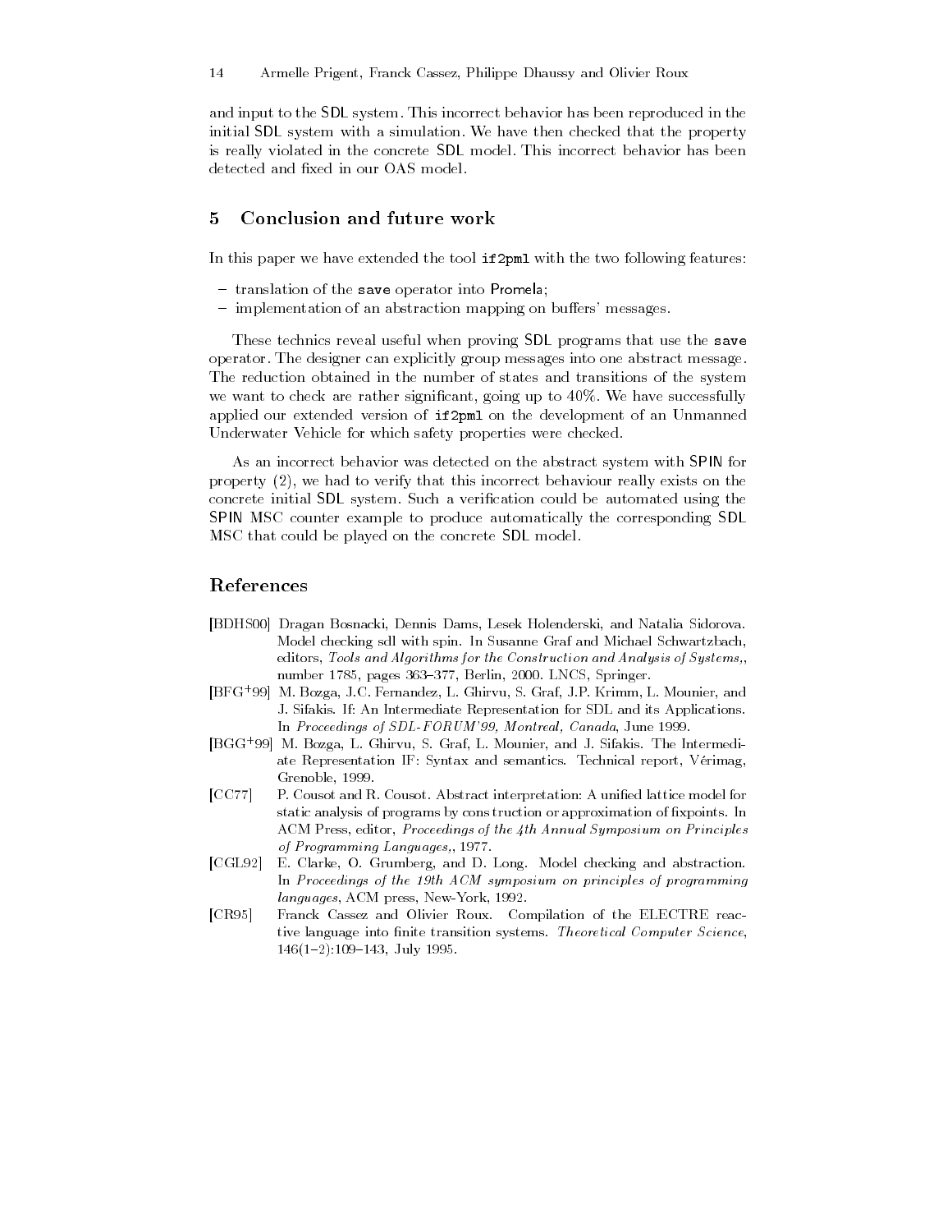and input to the SDL system. This incorrect behavior has been reproduced in the initial SDL system with a simulation. We have then checked that the property is really violated in the concrete SDL model. This incorrect behavior has been detected and fixed in our OAS model.

## 5 Conclusion and future work

In this paper we have extended the tool `if2pml` with the two following features:

- translation of the `save` operator into Promela;
- implementation of an abstraction mapping on buffers' messages.

These technics reveal useful when proving SDL programs that use the `save` operator. The designer can explicitly group messages into one abstract message. The reduction obtained in the number of states and transitions of the system we want to check are rather significant, going up to 40%. We have successfully applied our extended version of `if2pml` on the development of an Unmanned Underwater Vehicle for which safety properties were checked.

As an incorrect behavior was detected on the abstract system with SPIN for property (2), we had to verify that this incorrect behaviour really exists on the concrete initial SDL system. Such a verification could be automated using the SPIN MSC counter example to produce automatically the corresponding SDL MSC that could be played on the concrete SDL model.

## References

[BDHS00] Dragan Bosnacki, Dennis Dams, Lesek Holenderski, and Natalia Sidorova. Model checking sdl with spin. In Susanne Graf and Michael Schwartzbach, editors, *Tools and Algorithms for the Construction and Analysis of Systems,*, number 1785, pages 363–377, Berlin, 2000. LNCS, Springer.

[BFG+99] M. Bozga, J.C. Fernandez, L. Ghirvu, S. Graf, J.P. Krimm, L. Mounier, and J. Sifakis. If: An Intermediate Representation for SDL and its Applications. In *Proceedings of SDL-FORUM'99, Montreal, Canada*, June 1999.

[BGG+99] M. Bozga, L. Ghirvu, S. Graf, L. Mounier, and J. Sifakis. The Intermediate Representation IF: Syntax and semantics. Technical report, Vérimag, Grenoble, 1999.

[CC77] P. Cousot and R. Cousot. Abstract interpretation: A unified lattice model for static analysis of programs by construction or approximation of fixpoints. In ACM Press, editor, *Proceedings of the 4th Annual Symposium on Principles of Programming Languages,*, 1977.

[CGL92] E. Clarke, O. Grumberg, and D. Long. Model checking and abstraction. In *Proceedings of the 19th ACM symposium on principles of programming languages*, ACM press, New-York, 1992.

[CR95] Franck Cassez and Olivier Roux. Compilation of the ELECTRE reactive language into finite transition systems. *Theoretical Computer Science*, 146(1–2):109–143, July 1995.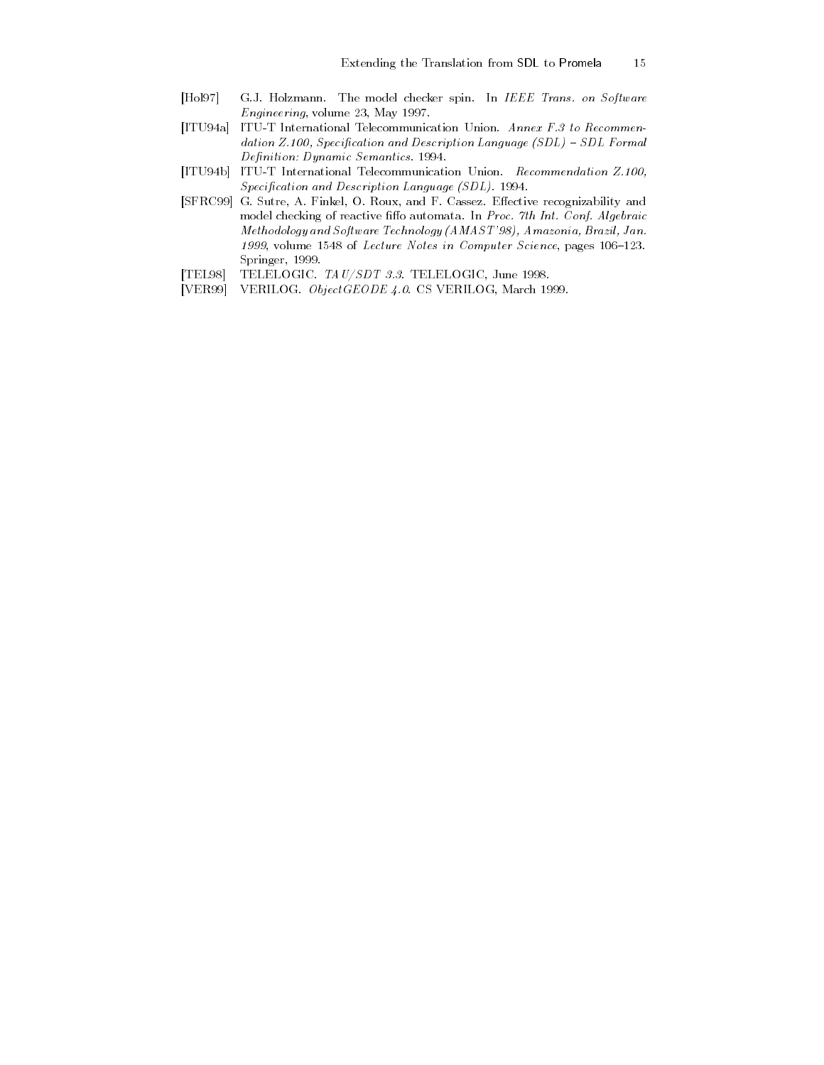[Hol97] G.J. Holzmann. The model checker spin. In *IEEE Trans. on Software Engineering*, volume 23, May 1997.

[ITU94a] ITU-T International Telecommunication Union. *Annex F.3 to Recommendation Z.100, Specification and Description Language (SDL) – SDL Formal Definition: Dynamic Semantics*. 1994.

[ITU94b] ITU-T International Telecommunication Union. *Recommendation Z.100, Specification and Description Language (SDL)*. 1994.

[SFRC99] G. Sutre, A. Finkel, O. Roux, and F. Cassez. Effective recognizability and model checking of reactive fiffo automata. In *Proc. 7th Int. Conf. Algebraic Methodology and Software Technology (AMAST'98), Amazonia, Brazil, Jan. 1999*, volume 1548 of *Lecture Notes in Computer Science*, pages 106–123. Springer, 1999.

[TEL98] TELELOGIC. *TAU/SDT 3.3*. TELELOGIC, June 1998.

[VER99] VERILOG. *ObjectGEODE 4.0*. CS VERILOG, March 1999.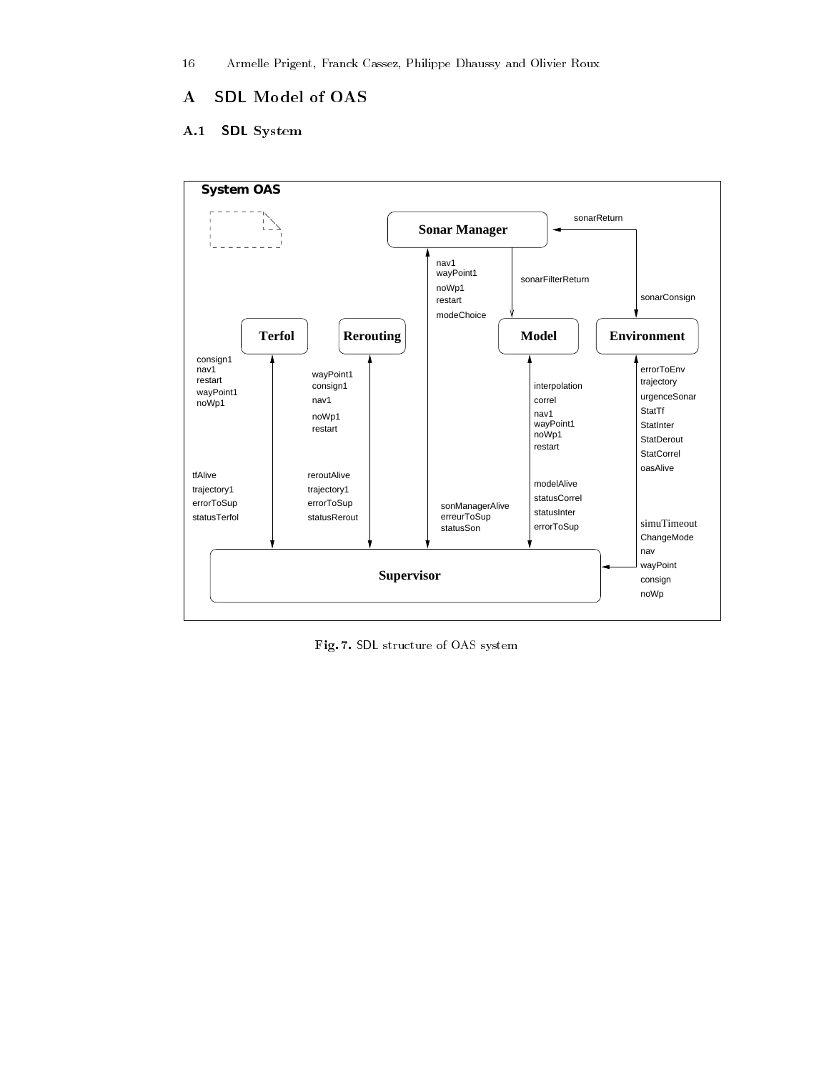# A SDL Model of OAS

## A.1 SDL System

System OAS

Sonar Manager

sonarReturn

nav1
wayPoint1
noWp1
restart
modeChoice

sonarFilterReturn

sonarConsign

Terfol

Rerouting

Model

Environment

consign1
nav1
restart
wayPoint1
noWp1

wayPoint1
consign1
nav1
noWp1
restart

interpolation
correl
nav1
wayPoint1
noWp1
restart

errorToEnv
trajectory
urgenceSonar
StatTf
StatInter
StatDerout
StatCorrel
oasAlive

tfAlive
trajectory1
errorToSup
statusTerfol

reroutAlive
trajectory1
errorToSup
statusRerout

sonManagerAlive
erreurToSup
statusSon

modelAlive
statusCorrel
statusInter
errorToSup

simuTimeout
ChangeMode
nav
wayPoint
consign
noWp

Supervisor

**Fig. 7.** SDL structure of OAS system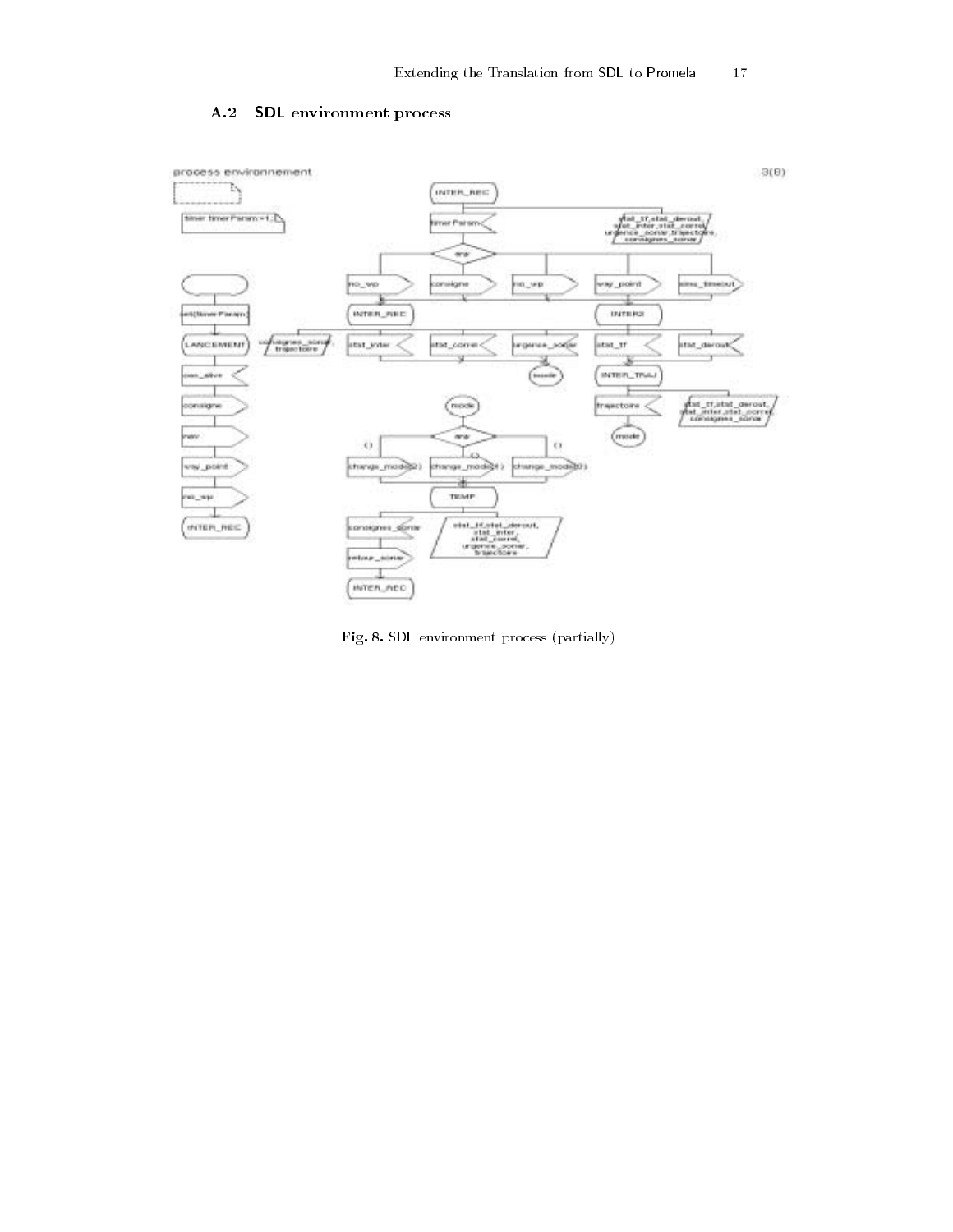### A.2 SDL environment process

process environnement

3(8)

timer timerParam=1;

INTER_REC

timerParam

stat_tf,stat_derout, stat_inter,stat_correl, urgence_sonar,trajectoire, consignes_sonar

any

no_wp

consigne

no_wp

way_point

simu_timeout

set(timerParam)

INTER_REC

INTER2

LANCEMENT

consignes_sonar, trajectoire

stat_inter

stat_correl

urgence_sonar

stat_tf

stat_derout

cen_alive

mode

INTER_TRAJ

consigne

mode

trajectoire

stat_tf,stat_derout, stat_inter,stat_correl, consignes_sonar

nav

any

mode

way_point

()

()

()

change_mode(2)

change_mode(1)

change_mode(0)

no_wp

TEMP

INTER_REC

consignes_sonar

stat_tf,stat_derout, stat_inter, stat_correl, urgence_sonar, trajectoire

retour_sonar

INTER_REC

**Fig. 8.** SDL environment process (partially)